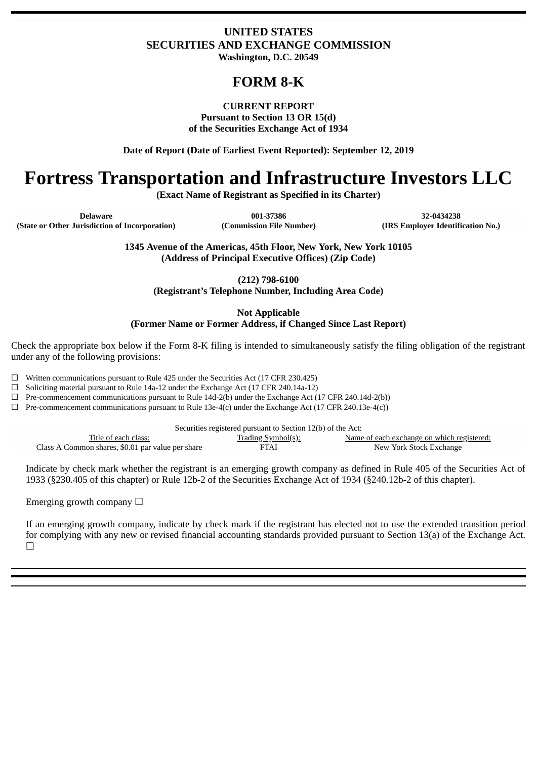# UNITED STATES
# SECURITIES AND EXCHANGE COMMISSION
**Washington, D.C. 20549**

# FORM 8-K

**CURRENT REPORT**
**Pursuant to Section 13 OR 15(d)**
**of the Securities Exchange Act of 1934**

**Date of Report (Date of Earliest Event Reported): September 12, 2019**

# Fortress Transportation and Infrastructure Investors LLC

**(Exact Name of Registrant as Specified in its Charter)**

| Delaware | 001-37386 | 32-0434238 |
|---|---|---|
| (State or Other Jurisdiction of Incorporation) | (Commission File Number) | (IRS Employer Identification No.) |

**1345 Avenue of the Americas, 45th Floor, New York, New York 10105**
**(Address of Principal Executive Offices) (Zip Code)**

**(212) 798-6100**
**(Registrant's Telephone Number, Including Area Code)**

**Not Applicable**
**(Former Name or Former Address, if Changed Since Last Report)**

Check the appropriate box below if the Form 8-K filing is intended to simultaneously satisfy the filing obligation of the registrant under any of the following provisions:

☐ Written communications pursuant to Rule 425 under the Securities Act (17 CFR 230.425)
☐ Soliciting material pursuant to Rule 14a-12 under the Exchange Act (17 CFR 240.14a-12)
☐ Pre-commencement communications pursuant to Rule 14d-2(b) under the Exchange Act (17 CFR 240.14d-2(b))
☐ Pre-commencement communications pursuant to Rule 13e-4(c) under the Exchange Act (17 CFR 240.13e-4(c))

Securities registered pursuant to Section 12(b) of the Act:

| Title of each class: | Trading Symbol(s): | Name of each exchange on which registered: |
|---|---|---|
| Class A Common shares, $0.01 par value per share | FTAI | New York Stock Exchange |

Indicate by check mark whether the registrant is an emerging growth company as defined in Rule 405 of the Securities Act of 1933 (§230.405 of this chapter) or Rule 12b-2 of the Securities Exchange Act of 1934 (§240.12b-2 of this chapter).

Emerging growth company ☐

If an emerging growth company, indicate by check mark if the registrant has elected not to use the extended transition period for complying with any new or revised financial accounting standards provided pursuant to Section 13(a) of the Exchange Act. ☐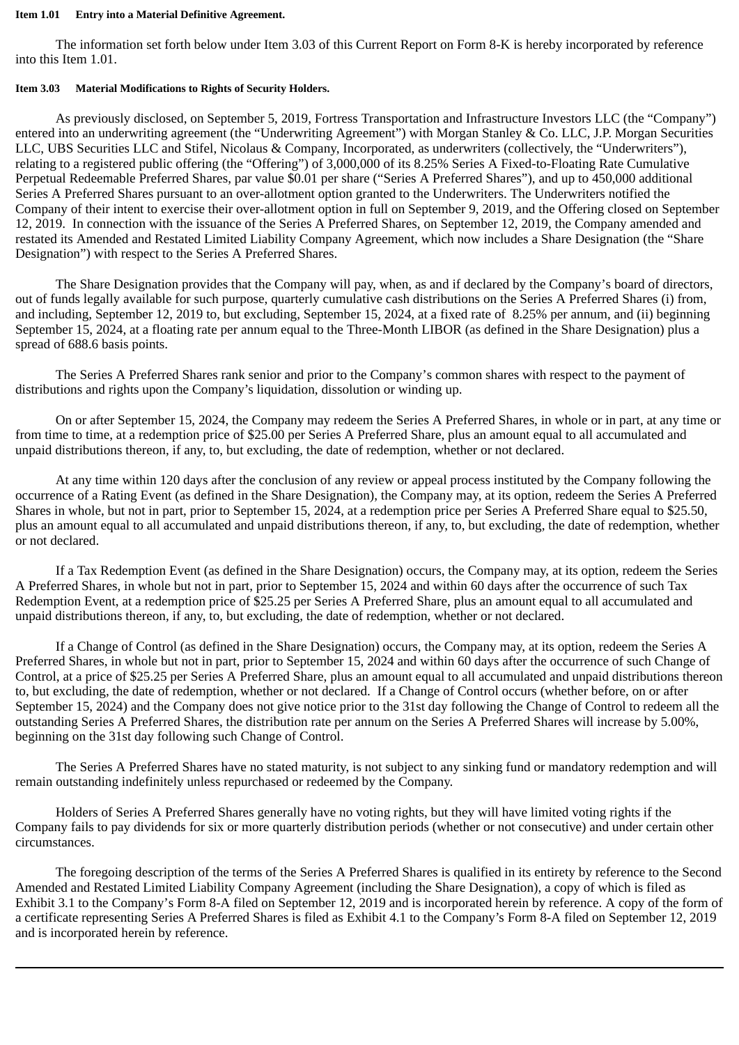**Item 1.01 Entry into a Material Definitive Agreement.**

The information set forth below under Item 3.03 of this Current Report on Form 8-K is hereby incorporated by reference into this Item 1.01.

**Item 3.03 Material Modifications to Rights of Security Holders.**

As previously disclosed, on September 5, 2019, Fortress Transportation and Infrastructure Investors LLC (the "Company") entered into an underwriting agreement (the "Underwriting Agreement") with Morgan Stanley & Co. LLC, J.P. Morgan Securities LLC, UBS Securities LLC and Stifel, Nicolaus & Company, Incorporated, as underwriters (collectively, the "Underwriters"), relating to a registered public offering (the "Offering") of 3,000,000 of its 8.25% Series A Fixed-to-Floating Rate Cumulative Perpetual Redeemable Preferred Shares, par value $0.01 per share ("Series A Preferred Shares"), and up to 450,000 additional Series A Preferred Shares pursuant to an over-allotment option granted to the Underwriters. The Underwriters notified the Company of their intent to exercise their over-allotment option in full on September 9, 2019, and the Offering closed on September 12, 2019. In connection with the issuance of the Series A Preferred Shares, on September 12, 2019, the Company amended and restated its Amended and Restated Limited Liability Company Agreement, which now includes a Share Designation (the "Share Designation") with respect to the Series A Preferred Shares.

The Share Designation provides that the Company will pay, when, as and if declared by the Company's board of directors, out of funds legally available for such purpose, quarterly cumulative cash distributions on the Series A Preferred Shares (i) from, and including, September 12, 2019 to, but excluding, September 15, 2024, at a fixed rate of 8.25% per annum, and (ii) beginning September 15, 2024, at a floating rate per annum equal to the Three-Month LIBOR (as defined in the Share Designation) plus a spread of 688.6 basis points.

The Series A Preferred Shares rank senior and prior to the Company's common shares with respect to the payment of distributions and rights upon the Company's liquidation, dissolution or winding up.

On or after September 15, 2024, the Company may redeem the Series A Preferred Shares, in whole or in part, at any time or from time to time, at a redemption price of $25.00 per Series A Preferred Share, plus an amount equal to all accumulated and unpaid distributions thereon, if any, to, but excluding, the date of redemption, whether or not declared.

At any time within 120 days after the conclusion of any review or appeal process instituted by the Company following the occurrence of a Rating Event (as defined in the Share Designation), the Company may, at its option, redeem the Series A Preferred Shares in whole, but not in part, prior to September 15, 2024, at a redemption price per Series A Preferred Share equal to $25.50, plus an amount equal to all accumulated and unpaid distributions thereon, if any, to, but excluding, the date of redemption, whether or not declared.

If a Tax Redemption Event (as defined in the Share Designation) occurs, the Company may, at its option, redeem the Series A Preferred Shares, in whole but not in part, prior to September 15, 2024 and within 60 days after the occurrence of such Tax Redemption Event, at a redemption price of $25.25 per Series A Preferred Share, plus an amount equal to all accumulated and unpaid distributions thereon, if any, to, but excluding, the date of redemption, whether or not declared.

If a Change of Control (as defined in the Share Designation) occurs, the Company may, at its option, redeem the Series A Preferred Shares, in whole but not in part, prior to September 15, 2024 and within 60 days after the occurrence of such Change of Control, at a price of $25.25 per Series A Preferred Share, plus an amount equal to all accumulated and unpaid distributions thereon to, but excluding, the date of redemption, whether or not declared. If a Change of Control occurs (whether before, on or after September 15, 2024) and the Company does not give notice prior to the 31st day following the Change of Control to redeem all the outstanding Series A Preferred Shares, the distribution rate per annum on the Series A Preferred Shares will increase by 5.00%, beginning on the 31st day following such Change of Control.

The Series A Preferred Shares have no stated maturity, is not subject to any sinking fund or mandatory redemption and will remain outstanding indefinitely unless repurchased or redeemed by the Company.

Holders of Series A Preferred Shares generally have no voting rights, but they will have limited voting rights if the Company fails to pay dividends for six or more quarterly distribution periods (whether or not consecutive) and under certain other circumstances.

The foregoing description of the terms of the Series A Preferred Shares is qualified in its entirety by reference to the Second Amended and Restated Limited Liability Company Agreement (including the Share Designation), a copy of which is filed as Exhibit 3.1 to the Company's Form 8-A filed on September 12, 2019 and is incorporated herein by reference. A copy of the form of a certificate representing Series A Preferred Shares is filed as Exhibit 4.1 to the Company's Form 8-A filed on September 12, 2019 and is incorporated herein by reference.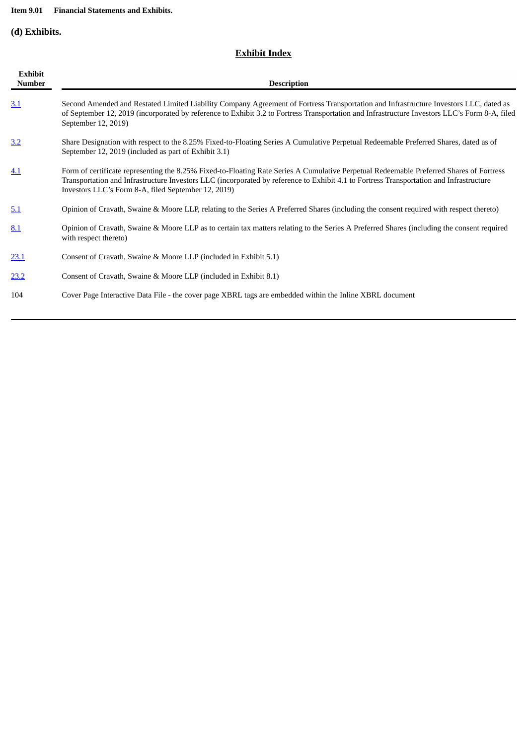**Item 9.01 Financial Statements and Exhibits.**

## (d) Exhibits.

### Exhibit Index

| Exhibit Number | Description |
|---|---|
| 3.1 | Second Amended and Restated Limited Liability Company Agreement of Fortress Transportation and Infrastructure Investors LLC, dated as of September 12, 2019 (incorporated by reference to Exhibit 3.2 to Fortress Transportation and Infrastructure Investors LLC's Form 8-A, filed September 12, 2019) |
| 3.2 | Share Designation with respect to the 8.25% Fixed-to-Floating Series A Cumulative Perpetual Redeemable Preferred Shares, dated as of September 12, 2019 (included as part of Exhibit 3.1) |
| 4.1 | Form of certificate representing the 8.25% Fixed-to-Floating Rate Series A Cumulative Perpetual Redeemable Preferred Shares of Fortress Transportation and Infrastructure Investors LLC (incorporated by reference to Exhibit 4.1 to Fortress Transportation and Infrastructure Investors LLC's Form 8-A, filed September 12, 2019) |
| 5.1 | Opinion of Cravath, Swaine & Moore LLP, relating to the Series A Preferred Shares (including the consent required with respect thereto) |
| 8.1 | Opinion of Cravath, Swaine & Moore LLP as to certain tax matters relating to the Series A Preferred Shares (including the consent required with respect thereto) |
| 23.1 | Consent of Cravath, Swaine & Moore LLP (included in Exhibit 5.1) |
| 23.2 | Consent of Cravath, Swaine & Moore LLP (included in Exhibit 8.1) |
| 104 | Cover Page Interactive Data File - the cover page XBRL tags are embedded within the Inline XBRL document |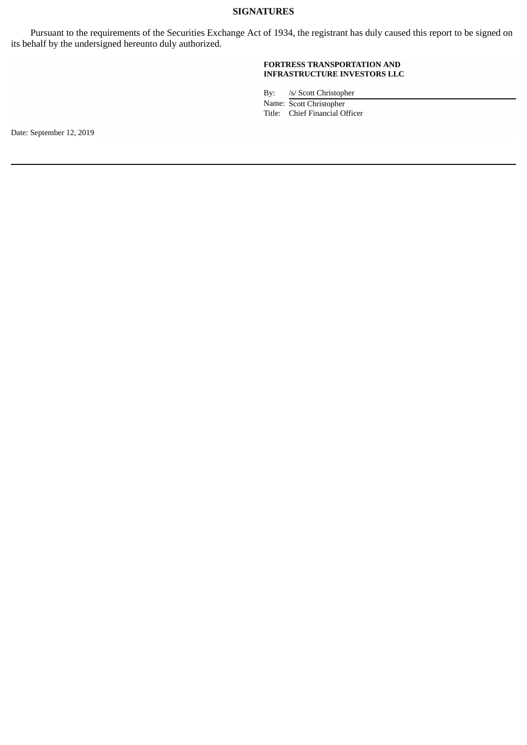## SIGNATURES

Pursuant to the requirements of the Securities Exchange Act of 1934, the registrant has duly caused this report to be signed on its behalf by the undersigned hereunto duly authorized.

**FORTRESS TRANSPORTATION AND INFRASTRUCTURE INVESTORS LLC**

By: /s/ Scott Christopher
Name: Scott Christopher
Title: Chief Financial Officer

Date: September 12, 2019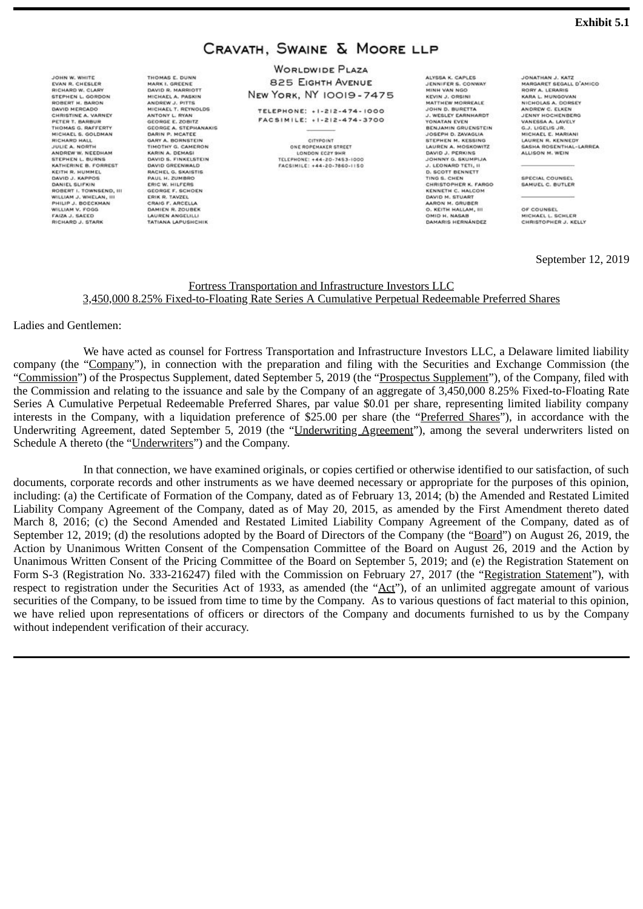**Exhibit 5.1**

# CRAVATH, SWAINE & MOORE LLP

WORLDWIDE PLAZA
825 EIGHTH AVENUE
NEW YORK, NY 10019-7475

TELEPHONE: +1-212-474-1000
FACSIMILE: +1-212-474-3700

CITYPOINT
ONE ROPEMAKER STREET
LONDON EC2Y 9HR
TELEPHONE: +44-20-7453-1000
FACSIMILE: +44-20-7860-1150

JOHN W. WHITE
EVAN R. CHESLER
RICHARD W. CLARY
STEPHEN L. GORDON
ROBERT H. BARON
DAVID MERCADO
CHRISTINE A. VARNEY
PETER T. BARBUR
THOMAS G. RAFFERTY
MICHAEL S. GOLDMAN
RICHARD HALL
JULIE A. NORTH
ANDREW W. NEEDHAM
STEPHEN L. BURNS
KATHERINE B. FORREST
KEITH R. HUMMEL
DAVID J. KAPPOS
DANIEL SLIFKIN
ROBERT I. TOWNSEND, III
WILLIAM J. WHELAN, III
PHILIP J. BOECKMAN
WILLIAM V. FOGG
FAIZA J. SAEED
RICHARD J. STARK
THOMAS E. DUNN
MARK I. GREENE
DAVID R. MARRIOTT
MICHAEL A. PASKIN
ANDREW J. PITTS
MICHAEL T. REYNOLDS
ANTONY L. RYAN
GEORGE E. ZOBITZ
GEORGE A. STEPHANAKIS
DARIN P. MCATEE
GARY A. BORNSTEIN
TIMOTHY G. CAMERON
KARIN A. DEMASI
DAVID S. FINKELSTEIN
DAVID GREENWALD
RACHEL G. SKAISTIS
PAUL H. ZUMBRO
ERIC W. HILFERS
GEORGE F. SCHOEN
ERIK R. TAVZEL
CRAIG F. ARCELLA
DAMIEN R. ZOUBEK
LAUREN ANGELILLI
TATIANA LAPUSHCHIK
ALYSSA K. CAPLES
JENNIFER S. CONWAY
MINH VAN NGO
KEVIN J. ORSINI
MATTHEW MORREALE
JOHN D. BURETTA
J. WESLEY EARNHARDT
YONATAN EVEN
BENJAMIN GRUENSTEIN
JOSEPH D. ZAVAGLIA
STEPHEN M. KESSING
LAUREN A. MOSKOWITZ
DAVID J. PERKINS
JOHNNY G. SKUMPIJA
J. LEONARD TETI, II
D. SCOTT BENNETT
TING S. CHEN
CHRISTOPHER K. FARGO
KENNETH C. HALCOM
DAVID M. STUART
AARON M. GRUBER
O. KEITH HALLAM, III
OMID H. NASAB
DAMARIS HERNÁNDEZ
JONATHAN J. KATZ
MARGARET SEGALL D'AMICO
RORY A. LERARIS
KARA L. MUNGOVAN
NICHOLAS A. DORSEY
ANDREW C. ELKEN
JENNY HOCHENBERG
VANESSA A. LAVELY
G.J. LIGELIS JR.
MICHAEL E. MARIANI
LAUREN R. KENNEDY
SASHA ROSENTHAL-LARREA
ALLISON M. WEIN

SPECIAL COUNSEL
SAMUEL C. BUTLER

OF COUNSEL
MICHAEL L. SCHLER
CHRISTOPHER J. KELLY

September 12, 2019

Fortress Transportation and Infrastructure Investors LLC
3,450,000 8.25% Fixed-to-Floating Rate Series A Cumulative Perpetual Redeemable Preferred Shares

Ladies and Gentlemen:

We have acted as counsel for Fortress Transportation and Infrastructure Investors LLC, a Delaware limited liability company (the "Company"), in connection with the preparation and filing with the Securities and Exchange Commission (the "Commission") of the Prospectus Supplement, dated September 5, 2019 (the "Prospectus Supplement"), of the Company, filed with the Commission and relating to the issuance and sale by the Company of an aggregate of 3,450,000 8.25% Fixed-to-Floating Rate Series A Cumulative Perpetual Redeemable Preferred Shares, par value $0.01 per share, representing limited liability company interests in the Company, with a liquidation preference of $25.00 per share (the "Preferred Shares"), in accordance with the Underwriting Agreement, dated September 5, 2019 (the "Underwriting Agreement"), among the several underwriters listed on Schedule A thereto (the "Underwriters") and the Company.

In that connection, we have examined originals, or copies certified or otherwise identified to our satisfaction, of such documents, corporate records and other instruments as we have deemed necessary or appropriate for the purposes of this opinion, including: (a) the Certificate of Formation of the Company, dated as of February 13, 2014; (b) the Amended and Restated Limited Liability Company Agreement of the Company, dated as of May 20, 2015, as amended by the First Amendment thereto dated March 8, 2016; (c) the Second Amended and Restated Limited Liability Company Agreement of the Company, dated as of September 12, 2019; (d) the resolutions adopted by the Board of Directors of the Company (the "Board") on August 26, 2019, the Action by Unanimous Written Consent of the Compensation Committee of the Board on August 26, 2019 and the Action by Unanimous Written Consent of the Pricing Committee of the Board on September 5, 2019; and (e) the Registration Statement on Form S-3 (Registration No. 333-216247) filed with the Commission on February 27, 2017 (the "Registration Statement"), with respect to registration under the Securities Act of 1933, as amended (the "Act"), of an unlimited aggregate amount of various securities of the Company, to be issued from time to time by the Company. As to various questions of fact material to this opinion, we have relied upon representations of officers or directors of the Company and documents furnished to us by the Company without independent verification of their accuracy.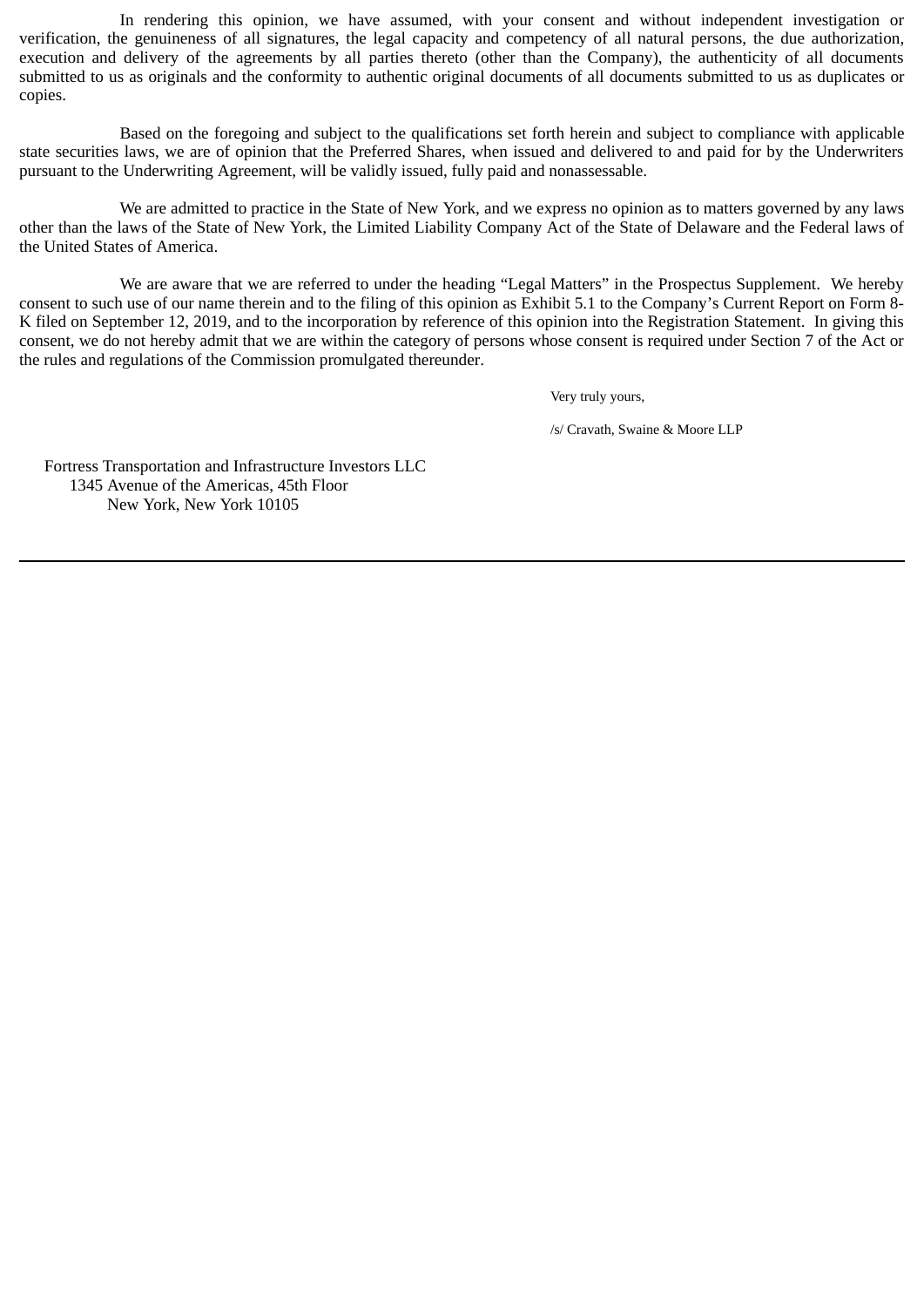In rendering this opinion, we have assumed, with your consent and without independent investigation or verification, the genuineness of all signatures, the legal capacity and competency of all natural persons, the due authorization, execution and delivery of the agreements by all parties thereto (other than the Company), the authenticity of all documents submitted to us as originals and the conformity to authentic original documents of all documents submitted to us as duplicates or copies.

Based on the foregoing and subject to the qualifications set forth herein and subject to compliance with applicable state securities laws, we are of opinion that the Preferred Shares, when issued and delivered to and paid for by the Underwriters pursuant to the Underwriting Agreement, will be validly issued, fully paid and nonassessable.

We are admitted to practice in the State of New York, and we express no opinion as to matters governed by any laws other than the laws of the State of New York, the Limited Liability Company Act of the State of Delaware and the Federal laws of the United States of America.

We are aware that we are referred to under the heading "Legal Matters" in the Prospectus Supplement. We hereby consent to such use of our name therein and to the filing of this opinion as Exhibit 5.1 to the Company's Current Report on Form 8-K filed on September 12, 2019, and to the incorporation by reference of this opinion into the Registration Statement. In giving this consent, we do not hereby admit that we are within the category of persons whose consent is required under Section 7 of the Act or the rules and regulations of the Commission promulgated thereunder.

Very truly yours,

/s/ Cravath, Swaine & Moore LLP

Fortress Transportation and Infrastructure Investors LLC
1345 Avenue of the Americas, 45th Floor
New York, New York 10105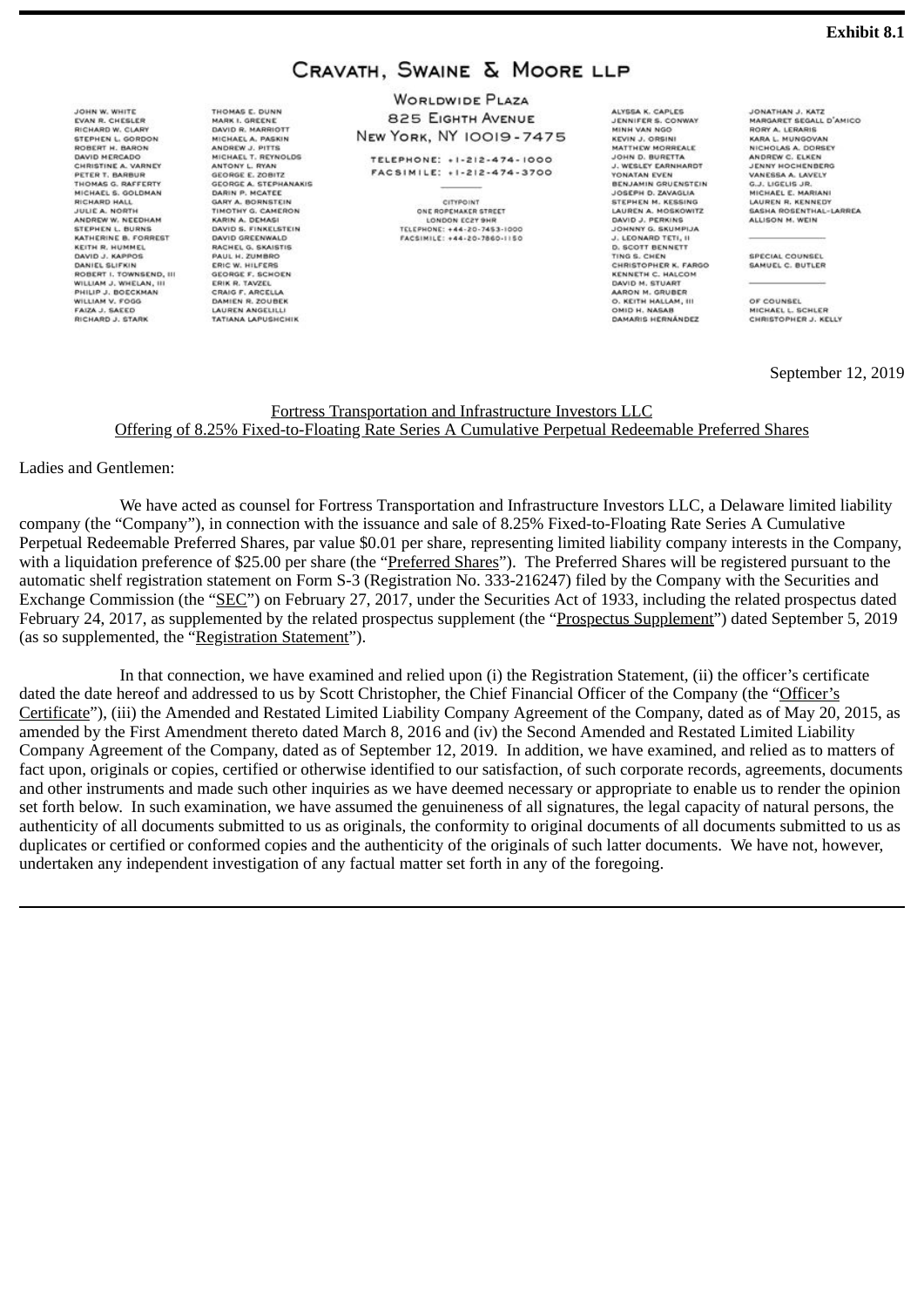**Exhibit 8.1**

# CRAVATH, SWAINE & MOORE LLP

WORLDWIDE PLAZA
825 EIGHTH AVENUE
NEW YORK, NY 10019-7475

TELEPHONE: +1-212-474-1000
FACSIMILE: +1-212-474-3700

CITYPOINT
ONE ROPEMAKER STREET
LONDON EC2Y 9HR
TELEPHONE: +44-20-7453-1000
FACSIMILE: +44-20-7860-1150

JOHN W. WHITE
EVAN R. CHESLER
RICHARD W. CLARY
STEPHEN L. GORDON
ROBERT H. BARON
DAVID MERCADO
CHRISTINE A. VARNEY
PETER T. BARBUR
THOMAS G. RAFFERTY
MICHAEL S. GOLDMAN
RICHARD HALL
JULIE A. NORTH
ANDREW W. NEEDHAM
STEPHEN L. BURNS
KATHERINE B. FORREST
KEITH R. HUMMEL
DAVID J. KAPPOS
DANIEL SLIFKIN
ROBERT I. TOWNSEND, III
WILLIAM J. WHELAN, III
PHILIP J. BOECKMAN
WILLIAM V. FOGG
FAIZA J. SAEED
RICHARD J. STARK
THOMAS E. DUNN
MARK I. GREENE
DAVID R. MARRIOTT
MICHAEL A. PASKIN
ANDREW J. PITTS
MICHAEL T. REYNOLDS
ANTONY L. RYAN
GEORGE E. ZOBITZ
GEORGE A. STEPHANAKIS
DARIN P. MCATEE
GARY A. BORNSTEIN
TIMOTHY G. CAMERON
KARIN A. DEMASI
DAVID S. FINKELSTEIN
DAVID GREENWALD
RACHEL G. SKAISTIS
PAUL H. ZUMBRO
ERIC W. HILFERS
GEORGE F. SCHOEN
ERIK R. TAVZEL
CRAIG F. ARCELLA
DAMIEN R. ZOUBEK
LAUREN ANGELILLI
TATIANA LAPUSHCHIK
ALYSSA K. CAPLES
JENNIFER S. CONWAY
MINH VAN NGO
KEVIN J. ORSINI
MATTHEW MORREALE
JOHN D. BURETTA
J. WESLEY EARNHARDT
YONATAN EVEN
BENJAMIN GRUENSTEIN
JOSEPH D. ZAVAGLIA
STEPHEN M. KESSING
LAUREN A. MOSKOWITZ
DAVID J. PERKINS
JOHNNY G. SKUMPIJA
J. LEONARD TETI, II
D. SCOTT BENNETT
TING S. CHEN
CHRISTOPHER K. FARGO
KENNETH C. HALCOM
DAVID M. STUART
AARON M. GRUBER
O. KEITH HALLAM, III
OMID H. NASAB
DAMARIS HERNÁNDEZ
JONATHAN J. KATZ
MARGARET SEGALL D'AMICO
RORY A. LERARIS
KARA L. MUNGOVAN
NICHOLAS A. DORSEY
ANDREW C. ELKEN
JENNY HOCHENBERG
VANESSA A. LAVELY
G.J. LIGELIS JR.
MICHAEL E. MARIANI
LAUREN R. KENNEDY
SASHA ROSENTHAL-LARREA
ALLISON M. WEIN

SPECIAL COUNSEL
SAMUEL C. BUTLER

OF COUNSEL
MICHAEL L. SCHLER
CHRISTOPHER J. KELLY

September 12, 2019

Fortress Transportation and Infrastructure Investors LLC
Offering of 8.25% Fixed-to-Floating Rate Series A Cumulative Perpetual Redeemable Preferred Shares

Ladies and Gentlemen:

We have acted as counsel for Fortress Transportation and Infrastructure Investors LLC, a Delaware limited liability company (the "Company"), in connection with the issuance and sale of 8.25% Fixed-to-Floating Rate Series A Cumulative Perpetual Redeemable Preferred Shares, par value $0.01 per share, representing limited liability company interests in the Company, with a liquidation preference of $25.00 per share (the "Preferred Shares"). The Preferred Shares will be registered pursuant to the automatic shelf registration statement on Form S-3 (Registration No. 333-216247) filed by the Company with the Securities and Exchange Commission (the "SEC") on February 27, 2017, under the Securities Act of 1933, including the related prospectus dated February 24, 2017, as supplemented by the related prospectus supplement (the "Prospectus Supplement") dated September 5, 2019 (as so supplemented, the "Registration Statement").

In that connection, we have examined and relied upon (i) the Registration Statement, (ii) the officer's certificate dated the date hereof and addressed to us by Scott Christopher, the Chief Financial Officer of the Company (the "Officer's Certificate"), (iii) the Amended and Restated Limited Liability Company Agreement of the Company, dated as of May 20, 2015, as amended by the First Amendment thereto dated March 8, 2016 and (iv) the Second Amended and Restated Limited Liability Company Agreement of the Company, dated as of September 12, 2019. In addition, we have examined, and relied as to matters of fact upon, originals or copies, certified or otherwise identified to our satisfaction, of such corporate records, agreements, documents and other instruments and made such other inquiries as we have deemed necessary or appropriate to enable us to render the opinion set forth below. In such examination, we have assumed the genuineness of all signatures, the legal capacity of natural persons, the authenticity of all documents submitted to us as originals, the conformity to original documents of all documents submitted to us as duplicates or certified or conformed copies and the authenticity of the originals of such latter documents. We have not, however, undertaken any independent investigation of any factual matter set forth in any of the foregoing.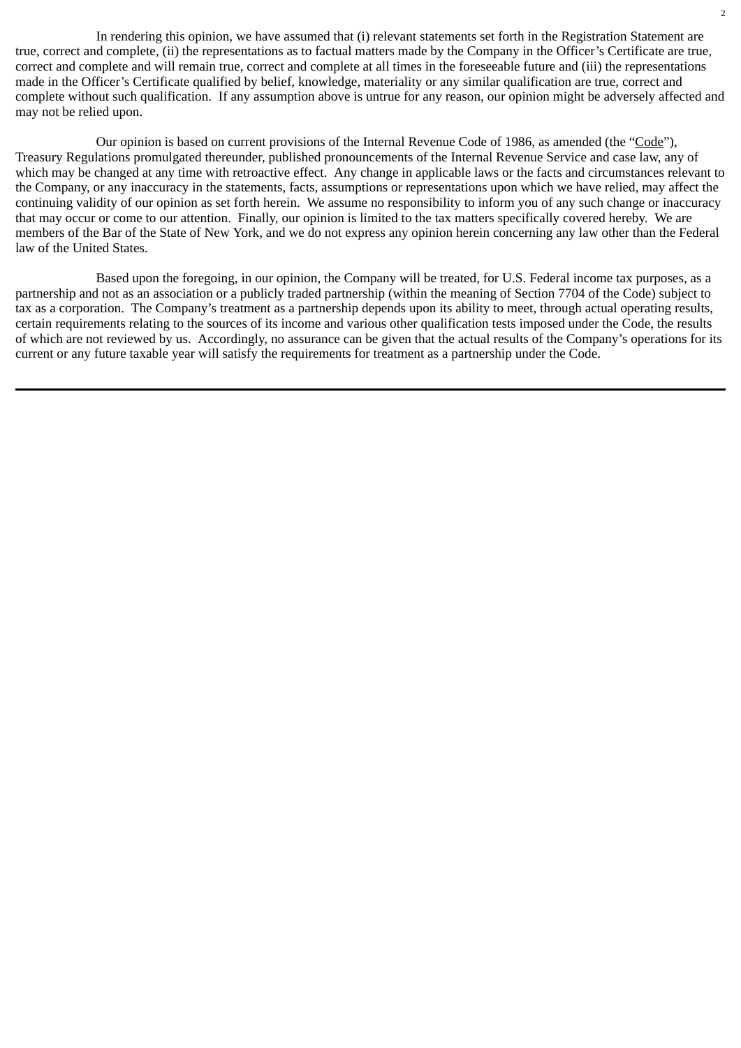In rendering this opinion, we have assumed that (i) relevant statements set forth in the Registration Statement are true, correct and complete, (ii) the representations as to factual matters made by the Company in the Officer's Certificate are true, correct and complete and will remain true, correct and complete at all times in the foreseeable future and (iii) the representations made in the Officer's Certificate qualified by belief, knowledge, materiality or any similar qualification are true, correct and complete without such qualification. If any assumption above is untrue for any reason, our opinion might be adversely affected and may not be relied upon.

Our opinion is based on current provisions of the Internal Revenue Code of 1986, as amended (the "Code"), Treasury Regulations promulgated thereunder, published pronouncements of the Internal Revenue Service and case law, any of which may be changed at any time with retroactive effect. Any change in applicable laws or the facts and circumstances relevant to the Company, or any inaccuracy in the statements, facts, assumptions or representations upon which we have relied, may affect the continuing validity of our opinion as set forth herein. We assume no responsibility to inform you of any such change or inaccuracy that may occur or come to our attention. Finally, our opinion is limited to the tax matters specifically covered hereby. We are members of the Bar of the State of New York, and we do not express any opinion herein concerning any law other than the Federal law of the United States.

Based upon the foregoing, in our opinion, the Company will be treated, for U.S. Federal income tax purposes, as a partnership and not as an association or a publicly traded partnership (within the meaning of Section 7704 of the Code) subject to tax as a corporation. The Company's treatment as a partnership depends upon its ability to meet, through actual operating results, certain requirements relating to the sources of its income and various other qualification tests imposed under the Code, the results of which are not reviewed by us. Accordingly, no assurance can be given that the actual results of the Company's operations for its current or any future taxable year will satisfy the requirements for treatment as a partnership under the Code.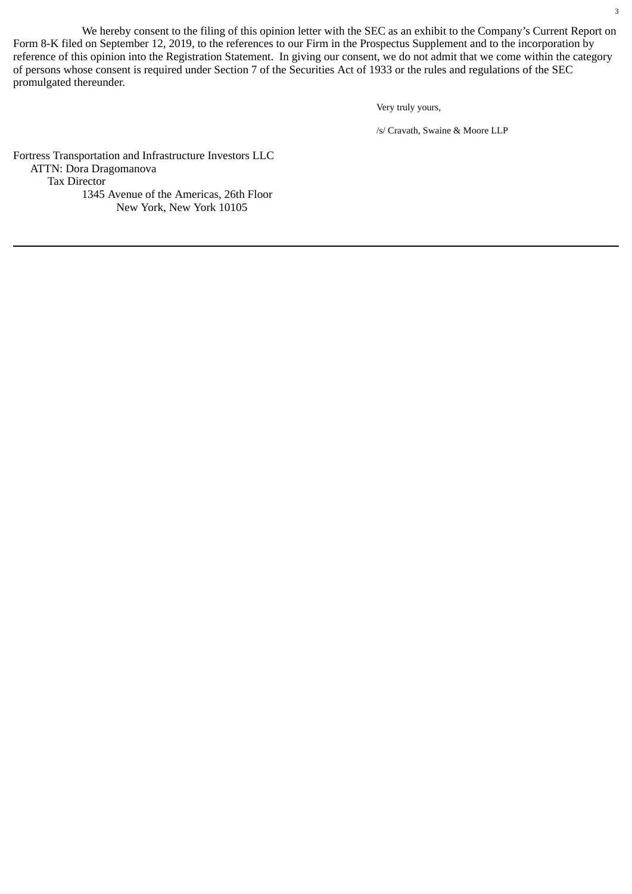We hereby consent to the filing of this opinion letter with the SEC as an exhibit to the Company's Current Report on Form 8-K filed on September 12, 2019, to the references to our Firm in the Prospectus Supplement and to the incorporation by reference of this opinion into the Registration Statement.  In giving our consent, we do not admit that we come within the category of persons whose consent is required under Section 7 of the Securities Act of 1933 or the rules and regulations of the SEC promulgated thereunder.

Very truly yours,

/s/ Cravath, Swaine & Moore LLP

Fortress Transportation and Infrastructure Investors LLC
ATTN: Dora Dragomanova
Tax Director
1345 Avenue of the Americas, 26th Floor
New York, New York 10105

---